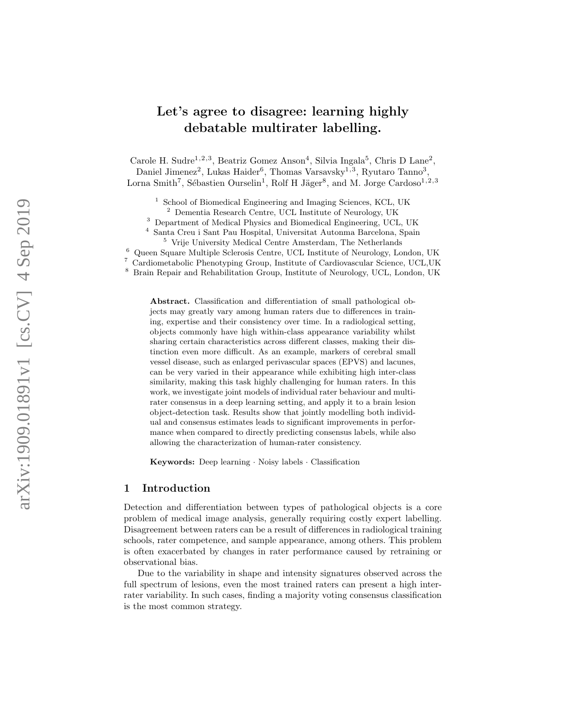# Let's agree to disagree: learning highly debatable multirater labelling.

Carole H. Sudre[1,2,3], Beatriz Gomez Anson[4], Silvia Ingala[5], Chris D Lane[2], Daniel Jimenez[2], Lukas Haider[6], Thomas Varsavsky[1,3], Ryutaro Tanno[3], Lorna Smith[7], Sébastien Ourselin[1], Rolf H Jäger[8], and M. Jorge Cardoso[1,2,3]

[1] School of Biomedical Engineering and Imaging Sciences, KCL, UK
[2] Dementia Research Centre, UCL Institute of Neurology, UK
[3] Department of Medical Physics and Biomedical Engineering, UCL, UK
[4] Santa Creu i Sant Pau Hospital, Universitat Autonma Barcelona, Spain
[5] Vrije University Medical Centre Amsterdam, The Netherlands
[6] Queen Square Multiple Sclerosis Centre, UCL Institute of Neurology, London, UK
[7] Cardiometabolic Phenotyping Group, Institute of Cardiovascular Science, UCL,UK
[8] Brain Repair and Rehabilitation Group, Institute of Neurology, UCL, London, UK

**Abstract.** Classification and differentiation of small pathological objects may greatly vary among human raters due to differences in training, expertise and their consistency over time. In a radiological setting, objects commonly have high within-class appearance variability whilst sharing certain characteristics across different classes, making their distinction even more difficult. As an example, markers of cerebral small vessel disease, such as enlarged perivascular spaces (EPVS) and lacunes, can be very varied in their appearance while exhibiting high inter-class similarity, making this task highly challenging for human raters. In this work, we investigate joint models of individual rater behaviour and multirater consensus in a deep learning setting, and apply it to a brain lesion object-detection task. Results show that jointly modelling both individual and consensus estimates leads to significant improvements in performance when compared to directly predicting consensus labels, while also allowing the characterization of human-rater consistency.

**Keywords:** Deep learning · Noisy labels · Classification

## 1 Introduction

Detection and differentiation between types of pathological objects is a core problem of medical image analysis, generally requiring costly expert labelling. Disagreement between raters can be a result of differences in radiological training schools, rater competence, and sample appearance, among others. This problem is often exacerbated by changes in rater performance caused by retraining or observational bias.

Due to the variability in shape and intensity signatures observed across the full spectrum of lesions, even the most trained raters can present a high interrater variability. In such cases, finding a majority voting consensus classification is the most common strategy.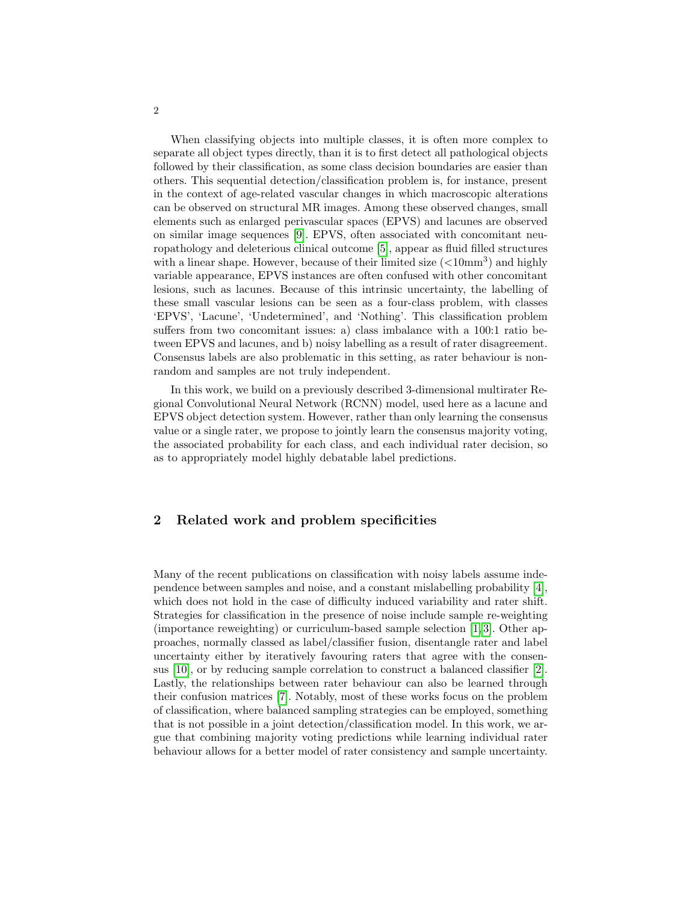When classifying objects into multiple classes, it is often more complex to separate all object types directly, than it is to first detect all pathological objects followed by their classification, as some class decision boundaries are easier than others. This sequential detection/classification problem is, for instance, present in the context of age-related vascular changes in which macroscopic alterations can be observed on structural MR images. Among these observed changes, small elements such as enlarged perivascular spaces (EPVS) and lacunes are observed on similar image sequences [9]. EPVS, often associated with concomitant neuropathology and deleterious clinical outcome [5], appear as fluid filled structures with a linear shape. However, because of their limited size ($<$10mm$^3$) and highly variable appearance, EPVS instances are often confused with other concomitant lesions, such as lacunes. Because of this intrinsic uncertainty, the labelling of these small vascular lesions can be seen as a four-class problem, with classes 'EPVS', 'Lacune', 'Undetermined', and 'Nothing'. This classification problem suffers from two concomitant issues: a) class imbalance with a 100:1 ratio between EPVS and lacunes, and b) noisy labelling as a result of rater disagreement. Consensus labels are also problematic in this setting, as rater behaviour is non-random and samples are not truly independent.

In this work, we build on a previously described 3-dimensional multirater Regional Convolutional Neural Network (RCNN) model, used here as a lacune and EPVS object detection system. However, rather than only learning the consensus value or a single rater, we propose to jointly learn the consensus majority voting, the associated probability for each class, and each individual rater decision, so as to appropriately model highly debatable label predictions.

## 2 Related work and problem specificities

Many of the recent publications on classification with noisy labels assume independence between samples and noise, and a constant mislabelling probability [4], which does not hold in the case of difficulty induced variability and rater shift. Strategies for classification in the presence of noise include sample re-weighting (importance reweighting) or curriculum-based sample selection [1,3]. Other approaches, normally classed as label/classifier fusion, disentangle rater and label uncertainty either by iteratively favouring raters that agree with the consensus [10], or by reducing sample correlation to construct a balanced classifier [2]. Lastly, the relationships between rater behaviour can also be learned through their confusion matrices [7]. Notably, most of these works focus on the problem of classification, where balanced sampling strategies can be employed, something that is not possible in a joint detection/classification model. In this work, we argue that combining majority voting predictions while learning individual rater behaviour allows for a better model of rater consistency and sample uncertainty.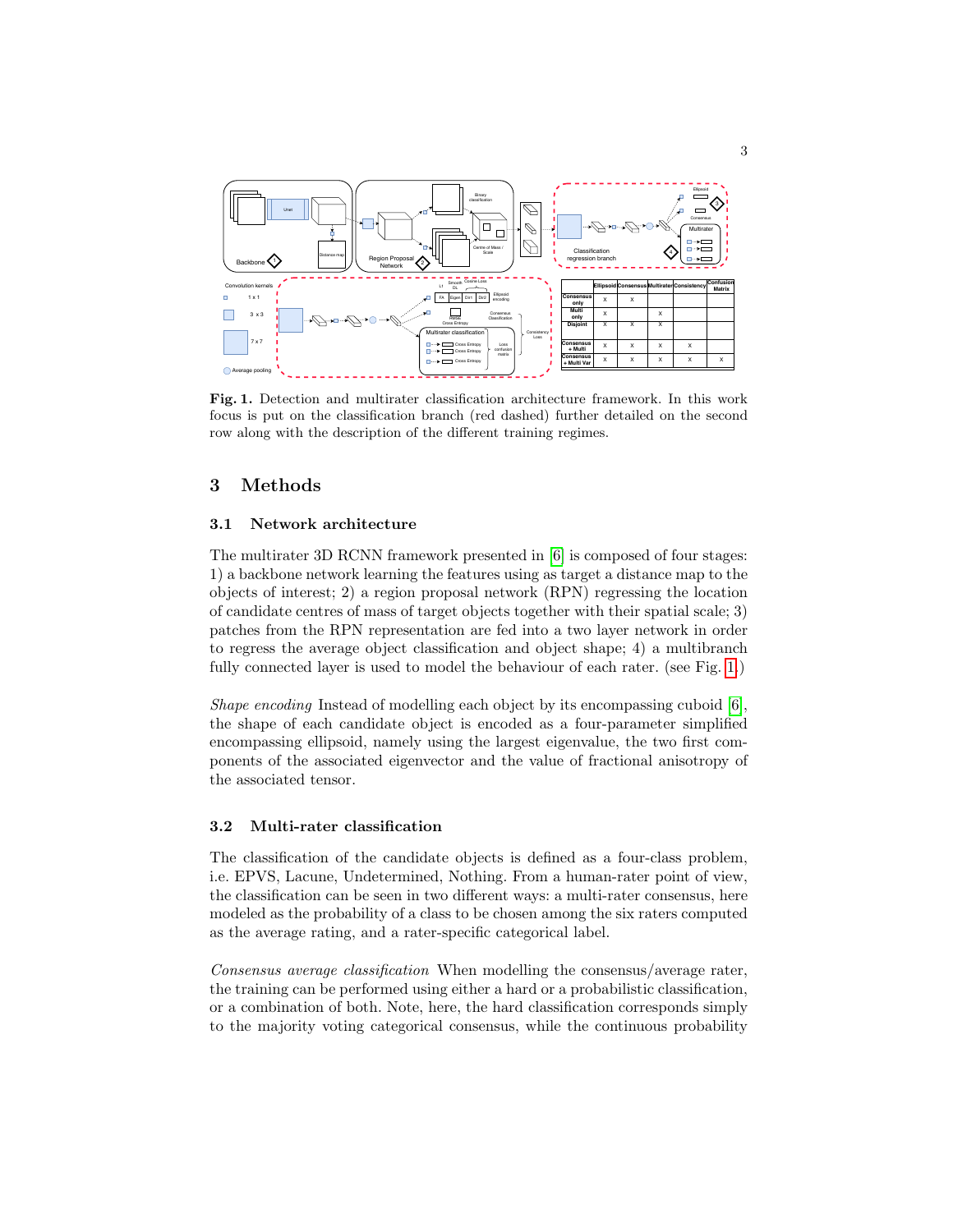| | Ellipsoid | Consensus | Multirater | Consistency | Confusion Matrix |
|---|---|---|---|---|---|
| Consensus only | X | X | | | |
| Multi only | X | | X | | |
| Disjoint | X | X | X | | |
| Consensus + Multi | X | X | X | X | |
| Consensus + Multi Var | X | X | X | X | X |

**Fig. 1.** Detection and multirater classification architecture framework. In this work focus is put on the classification branch (red dashed) further detailed on the second row along with the description of the different training regimes.

## 3 Methods

### 3.1 Network architecture

The multirater 3D RCNN framework presented in [6] is composed of four stages: 1) a backbone network learning the features using as target a distance map to the objects of interest; 2) a region proposal network (RPN) regressing the location of candidate centres of mass of target objects together with their spatial scale; 3) patches from the RPN representation are fed into a two layer network in order to regress the average object classification and object shape; 4) a multibranch fully connected layer is used to model the behaviour of each rater. (see Fig. 1.)

*Shape encoding* Instead of modelling each object by its encompassing cuboid [6], the shape of each candidate object is encoded as a four-parameter simplified encompassing ellipsoid, namely using the largest eigenvalue, the two first components of the associated eigenvector and the value of fractional anisotropy of the associated tensor.

### 3.2 Multi-rater classification

The classification of the candidate objects is defined as a four-class problem, i.e. EPVS, Lacune, Undetermined, Nothing. From a human-rater point of view, the classification can be seen in two different ways: a multi-rater consensus, here modeled as the probability of a class to be chosen among the six raters computed as the average rating, and a rater-specific categorical label.

*Consensus average classification* When modelling the consensus/average rater, the training can be performed using either a hard or a probabilistic classification, or a combination of both. Note, here, the hard classification corresponds simply to the majority voting categorical consensus, while the continuous probability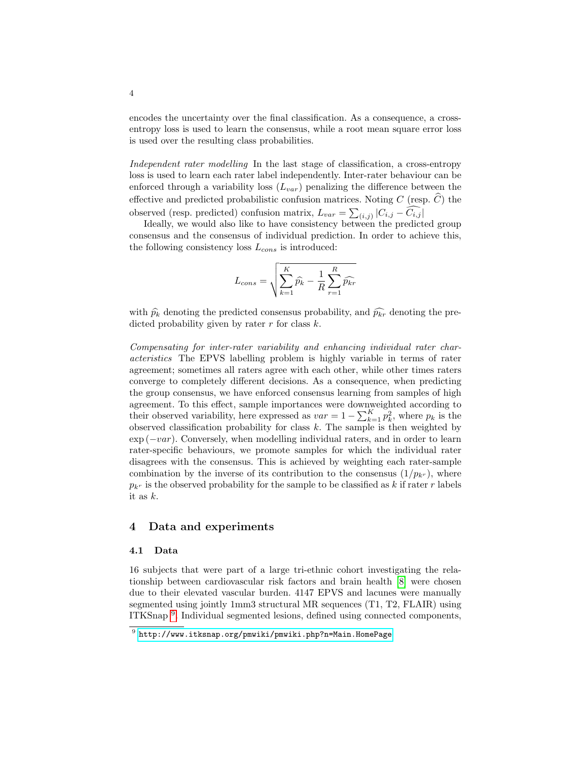encodes the uncertainty over the final classification. As a consequence, a cross-entropy loss is used to learn the consensus, while a root mean square error loss is used over the resulting class probabilities.

*Independent rater modelling* In the last stage of classification, a cross-entropy loss is used to learn each rater label independently. Inter-rater behaviour can be enforced through a variability loss ($L_{var}$) penalizing the difference between the effective and predicted probabilistic confusion matrices. Noting $C$ (resp. $\widehat{C}$) the observed (resp. predicted) confusion matrix, $L_{var} = \sum_{(i,j)} |C_{i,j} - \widehat{C_{i,j}}|$

Ideally, we would also like to have consistency between the predicted group consensus and the consensus of individual prediction. In order to achieve this, the following consistency loss $L_{cons}$ is introduced:

$$L_{cons} = \sqrt{\sum_{k=1}^{K} \widehat{p_k} - \frac{1}{R} \sum_{r=1}^{R} \widehat{p_{kr}}}$$

with $\widehat{p_k}$ denoting the predicted consensus probability, and $\widehat{p_{kr}}$ denoting the predicted probability given by rater $r$ for class $k$.

*Compensating for inter-rater variability and enhancing individual rater characteristics* The EPVS labelling problem is highly variable in terms of rater agreement; sometimes all raters agree with each other, while other times raters converge to completely different decisions. As a consequence, when predicting the group consensus, we have enforced consensus learning from samples of high agreement. To this effect, sample importances were downweighted according to their observed variability, here expressed as $var = 1 - \sum_{k=1}^{K} p_k^2$, where $p_k$ is the observed classification probability for class $k$. The sample is then weighted by $\exp(-var)$. Conversely, when modelling individual raters, and in order to learn rater-specific behaviours, we promote samples for which the individual rater disagrees with the consensus. This is achieved by weighting each rater-sample combination by the inverse of its contribution to the consensus ($1/p_{k^r}$), where $p_{k^r}$ is the observed probability for the sample to be classified as $k$ if rater $r$ labels it as $k$.

## 4 Data and experiments

### 4.1 Data

16 subjects that were part of a large tri-ethnic cohort investigating the relationship between cardiovascular risk factors and brain health [8] were chosen due to their elevated vascular burden. 4147 EPVS and lacunes were manually segmented using jointly 1mm3 structural MR sequences (T1, T2, FLAIR) using ITKSnap [9]. Individual segmented lesions, defined using connected components,

[9] http://www.itksnap.org/pmwiki/pmwiki.php?n=Main.HomePage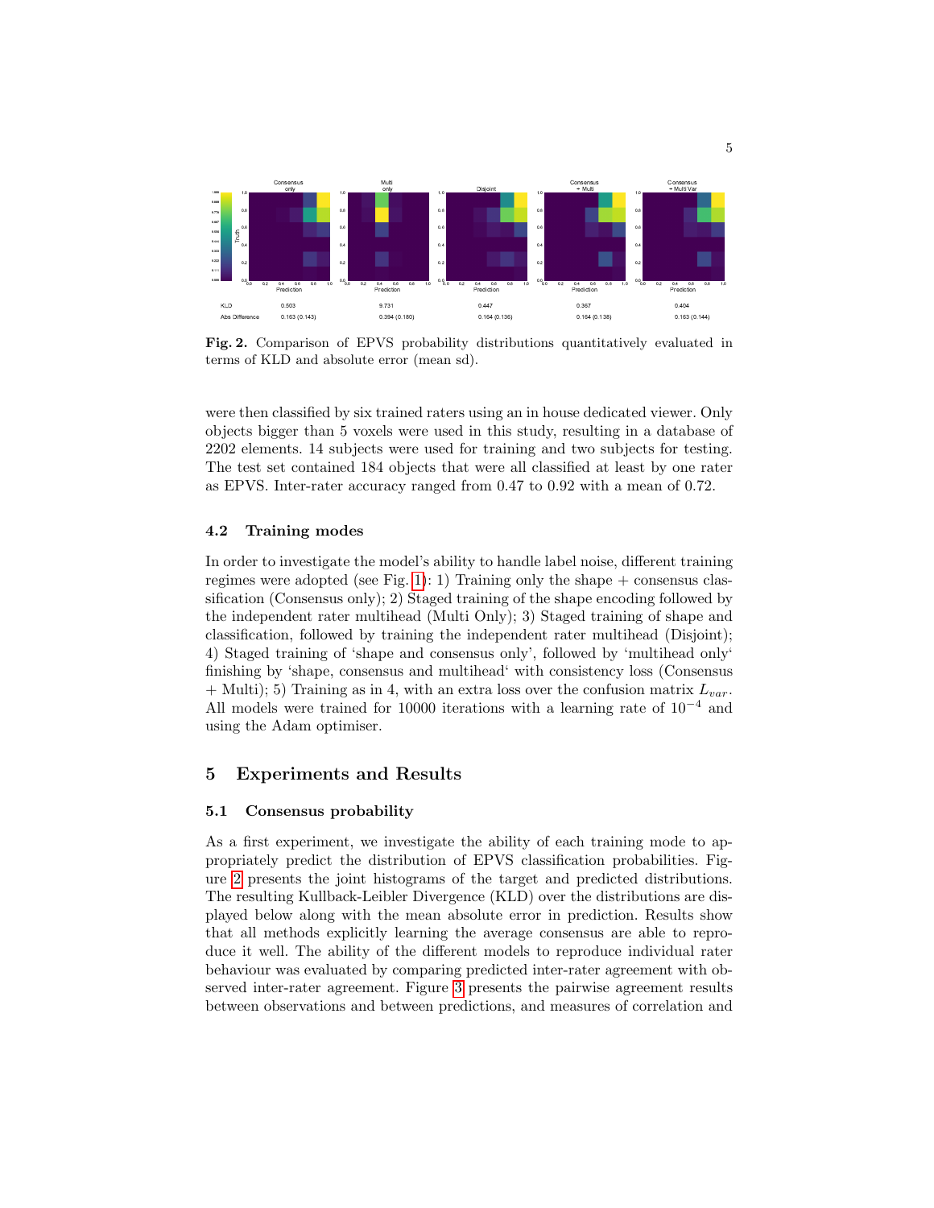| | Consensus only | Multi only | Disjoint | Consensus + Multi | Consensus + Multi Var |
|---|---|---|---|---|---|
| KLD | 0.503 | 9.731 | 0.447 | 0.367 | 0.404 |
| Abs Difference | 0.163 (0.143) | 0.394 (0.180) | 0.164 (0.136) | 0.164 (0.138) | 0.163 (0.144) |

**Fig. 2.** Comparison of EPVS probability distributions quantitatively evaluated in terms of KLD and absolute error (mean sd).

were then classified by six trained raters using an in house dedicated viewer. Only objects bigger than 5 voxels were used in this study, resulting in a database of 2202 elements. 14 subjects were used for training and two subjects for testing. The test set contained 184 objects that were all classified at least by one rater as EPVS. Inter-rater accuracy ranged from 0.47 to 0.92 with a mean of 0.72.

### 4.2 Training modes

In order to investigate the model's ability to handle label noise, different training regimes were adopted (see Fig. 1): 1) Training only the shape + consensus classification (Consensus only); 2) Staged training of the shape encoding followed by the independent rater multihead (Multi Only); 3) Staged training of shape and classification, followed by training the independent rater multihead (Disjoint); 4) Staged training of 'shape and consensus only', followed by 'multihead only' finishing by 'shape, consensus and multihead' with consistency loss (Consensus + Multi); 5) Training as in 4, with an extra loss over the confusion matrix $L_{var}$. All models were trained for 10000 iterations with a learning rate of $10^{-4}$ and using the Adam optimiser.

## 5 Experiments and Results

### 5.1 Consensus probability

As a first experiment, we investigate the ability of each training mode to appropriately predict the distribution of EPVS classification probabilities. Figure 2 presents the joint histograms of the target and predicted distributions. The resulting Kullback-Leibler Divergence (KLD) over the distributions are displayed below along with the mean absolute error in prediction. Results show that all methods explicitly learning the average consensus are able to reproduce it well. The ability of the different models to reproduce individual rater behaviour was evaluated by comparing predicted inter-rater agreement with observed inter-rater agreement. Figure 3 presents the pairwise agreement results between observations and between predictions, and measures of correlation and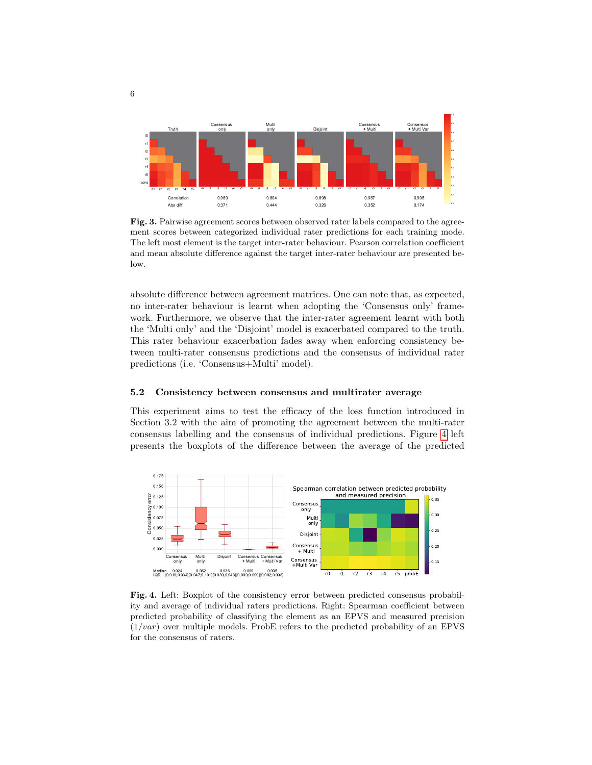Fig. 3. Pairwise agreement scores between observed rater labels compared to the agreement scores between categorized individual rater predictions for each training mode. The left most element is the target inter-rater behaviour. Pearson correlation coefficient and mean absolute difference against the target inter-rater behaviour are presented below.

absolute difference between agreement matrices. One can note that, as expected, no inter-rater behaviour is learnt when adopting the 'Consensus only' framework. Furthermore, we observe that the inter-rater agreement learnt with both the 'Multi only' and the 'Disjoint' model is exacerbated compared to the truth. This rater behaviour exacerbation fades away when enforcing consistency between multi-rater consensus predictions and the consensus of individual rater predictions (i.e. 'Consensus+Multi' model).

### 5.2 Consistency between consensus and multirater average

This experiment aims to test the efficacy of the loss function introduced in Section 3.2 with the aim of promoting the agreement between the multi-rater consensus labelling and the consensus of individual predictions. Figure 4 left presents the boxplots of the difference between the average of the predicted

Fig. 4. Left: Boxplot of the consistency error between predicted consensus probability and average of individual raters predictions. Right: Spearman coefficient between predicted probability of classifying the element as an EPVS and measured precision ($1/var$) over multiple models. ProbE refers to the predicted probability of an EPVS for the consensus of raters.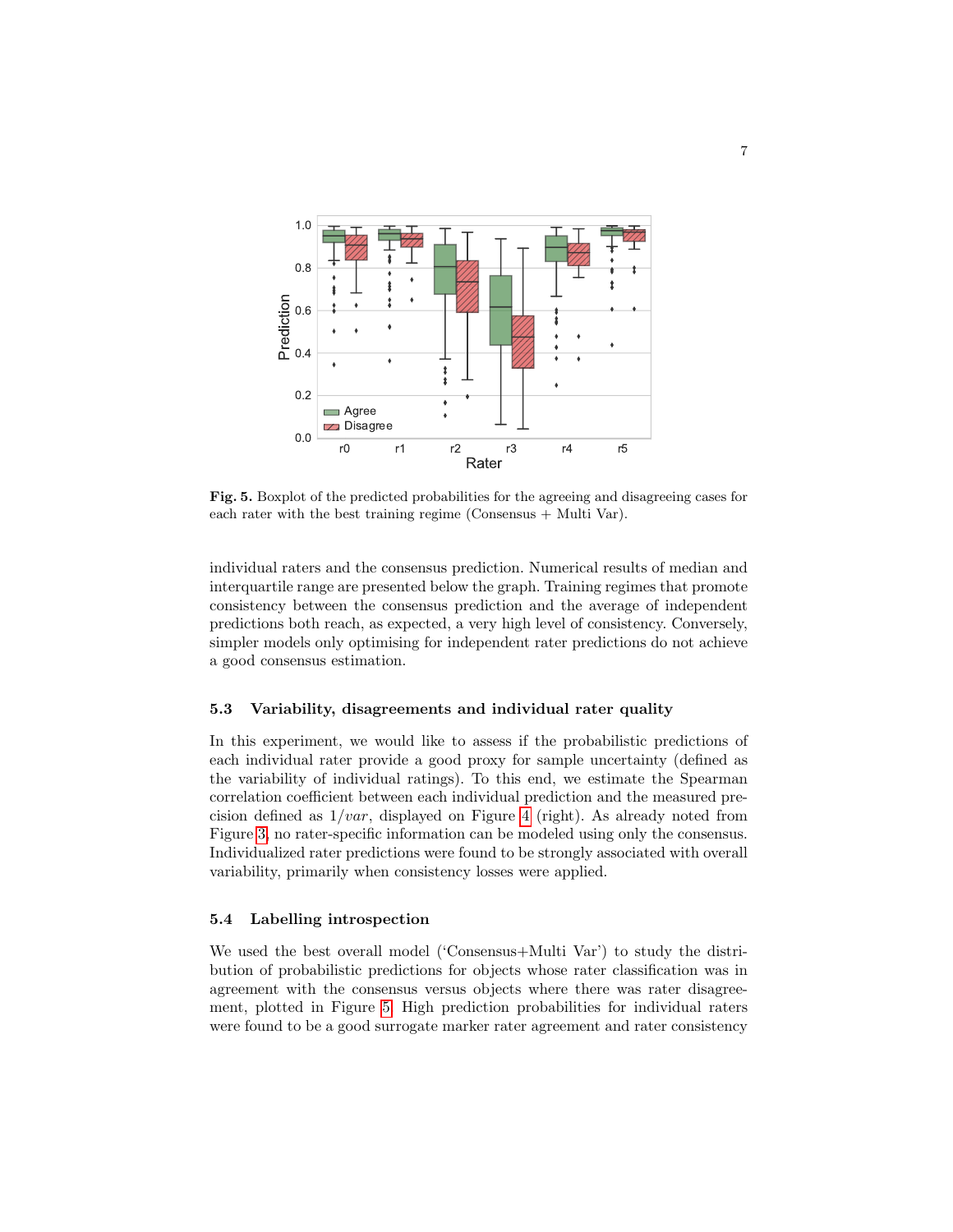**Fig. 5.** Boxplot of the predicted probabilities for the agreeing and disagreeing cases for each rater with the best training regime (Consensus + Multi Var).

individual raters and the consensus prediction. Numerical results of median and interquartile range are presented below the graph. Training regimes that promote consistency between the consensus prediction and the average of independent predictions both reach, as expected, a very high level of consistency. Conversely, simpler models only optimising for independent rater predictions do not achieve a good consensus estimation.

### 5.3 Variability, disagreements and individual rater quality

In this experiment, we would like to assess if the probabilistic predictions of each individual rater provide a good proxy for sample uncertainty (defined as the variability of individual ratings). To this end, we estimate the Spearman correlation coefficient between each individual prediction and the measured precision defined as $1/var$, displayed on Figure 4 (right). As already noted from Figure 3, no rater-specific information can be modeled using only the consensus. Individualized rater predictions were found to be strongly associated with overall variability, primarily when consistency losses were applied.

### 5.4 Labelling introspection

We used the best overall model ('Consensus+Multi Var') to study the distribution of probabilistic predictions for objects whose rater classification was in agreement with the consensus versus objects where there was rater disagreement, plotted in Figure 5. High prediction probabilities for individual raters were found to be a good surrogate marker rater agreement and rater consistency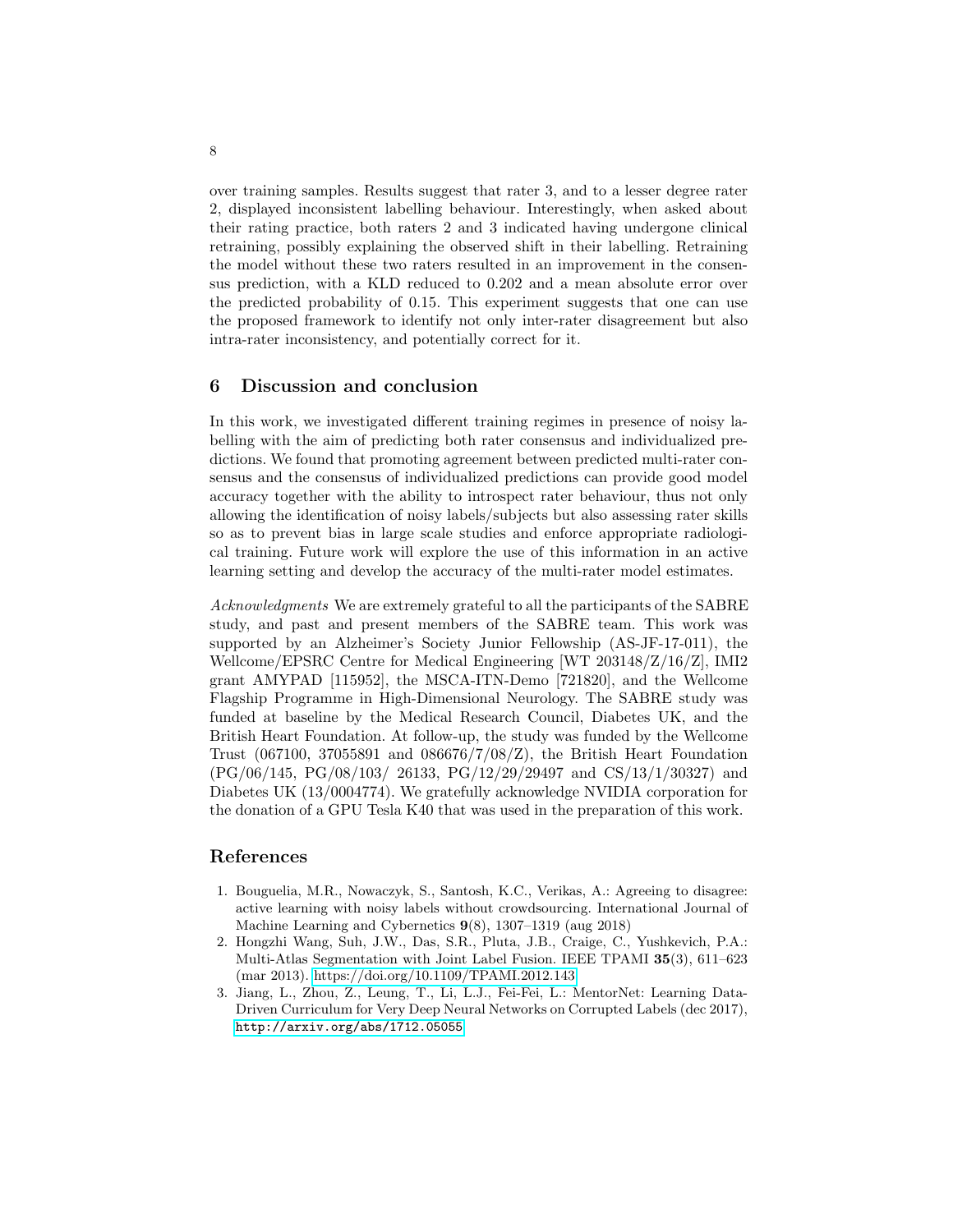over training samples. Results suggest that rater 3, and to a lesser degree rater 2, displayed inconsistent labelling behaviour. Interestingly, when asked about their rating practice, both raters 2 and 3 indicated having undergone clinical retraining, possibly explaining the observed shift in their labelling. Retraining the model without these two raters resulted in an improvement in the consensus prediction, with a KLD reduced to 0.202 and a mean absolute error over the predicted probability of 0.15. This experiment suggests that one can use the proposed framework to identify not only inter-rater disagreement but also intra-rater inconsistency, and potentially correct for it.

## 6 Discussion and conclusion

In this work, we investigated different training regimes in presence of noisy labelling with the aim of predicting both rater consensus and individualized predictions. We found that promoting agreement between predicted multi-rater consensus and the consensus of individualized predictions can provide good model accuracy together with the ability to introspect rater behaviour, thus not only allowing the identification of noisy labels/subjects but also assessing rater skills so as to prevent bias in large scale studies and enforce appropriate radiological training. Future work will explore the use of this information in an active learning setting and develop the accuracy of the multi-rater model estimates.

*Acknowledgments* We are extremely grateful to all the participants of the SABRE study, and past and present members of the SABRE team. This work was supported by an Alzheimer's Society Junior Fellowship (AS-JF-17-011), the Wellcome/EPSRC Centre for Medical Engineering [WT 203148/Z/16/Z], IMI2 grant AMYPAD [115952], the MSCA-ITN-Demo [721820], and the Wellcome Flagship Programme in High-Dimensional Neurology. The SABRE study was funded at baseline by the Medical Research Council, Diabetes UK, and the British Heart Foundation. At follow-up, the study was funded by the Wellcome Trust (067100, 37055891 and 086676/7/08/Z), the British Heart Foundation (PG/06/145, PG/08/103/ 26133, PG/12/29/29497 and CS/13/1/30327) and Diabetes UK (13/0004774). We gratefully acknowledge NVIDIA corporation for the donation of a GPU Tesla K40 that was used in the preparation of this work.

## References

1. Bouguelia, M.R., Nowaczyk, S., Santosh, K.C., Verikas, A.: Agreeing to disagree: active learning with noisy labels without crowdsourcing. International Journal of Machine Learning and Cybernetics **9**(8), 1307–1319 (aug 2018)
2. Hongzhi Wang, Suh, J.W., Das, S.R., Pluta, J.B., Craige, C., Yushkevich, P.A.: Multi-Atlas Segmentation with Joint Label Fusion. IEEE TPAMI **35**(3), 611–623 (mar 2013). https://doi.org/10.1109/TPAMI.2012.143
3. Jiang, L., Zhou, Z., Leung, T., Li, L.J., Fei-Fei, L.: MentorNet: Learning Data-Driven Curriculum for Very Deep Neural Networks on Corrupted Labels (dec 2017), http://arxiv.org/abs/1712.05055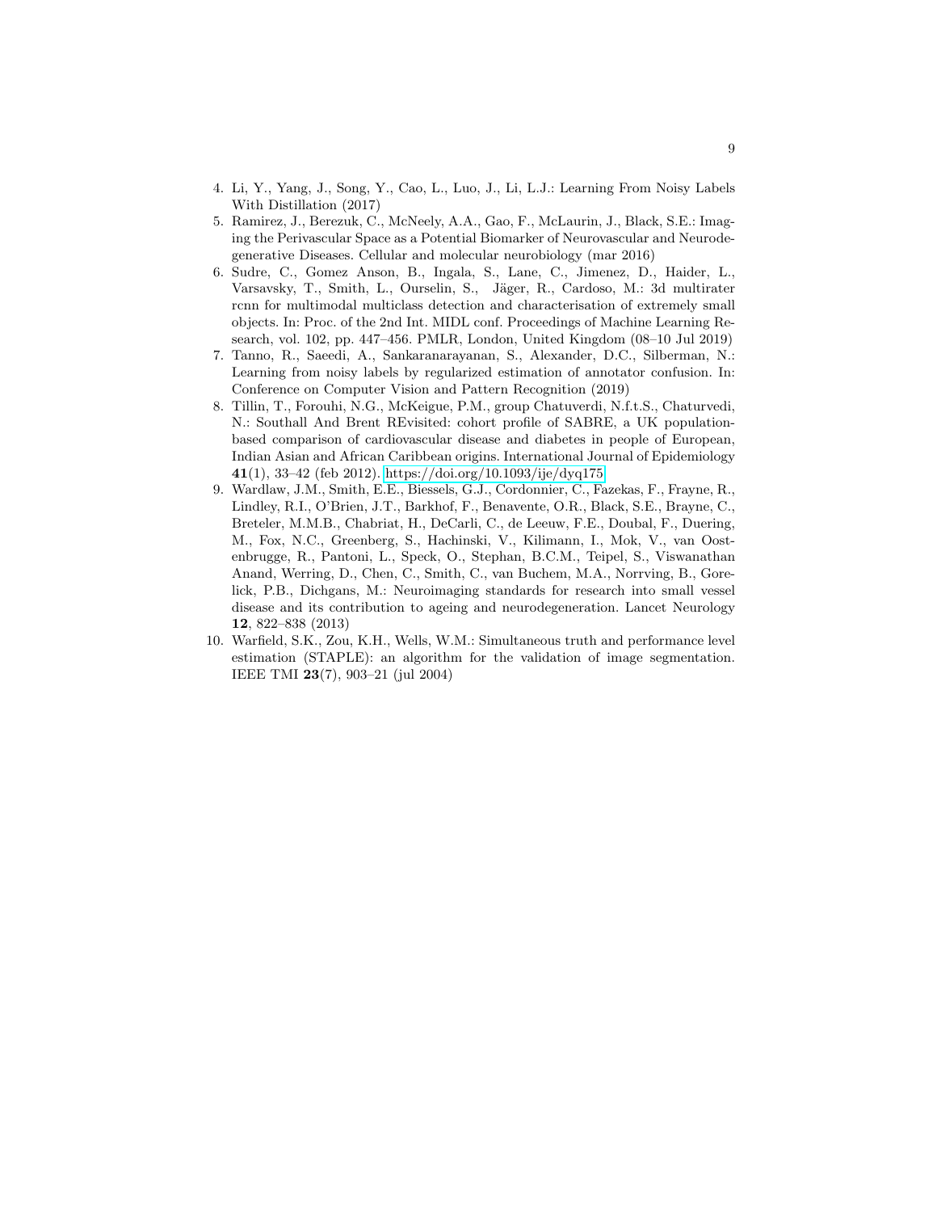4. Li, Y., Yang, J., Song, Y., Cao, L., Luo, J., Li, L.J.: Learning From Noisy Labels With Distillation (2017)
5. Ramirez, J., Berezuk, C., McNeely, A.A., Gao, F., McLaurin, J., Black, S.E.: Imaging the Perivascular Space as a Potential Biomarker of Neurovascular and Neurodegenerative Diseases. Cellular and molecular neurobiology (mar 2016)
6. Sudre, C., Gomez Anson, B., Ingala, S., Lane, C., Jimenez, D., Haider, L., Varsavsky, T., Smith, L., Ourselin, S., Jäger, R., Cardoso, M.: 3d multirater rcnn for multimodal multiclass detection and characterisation of extremely small objects. In: Proc. of the 2nd Int. MIDL conf. Proceedings of Machine Learning Research, vol. 102, pp. 447–456. PMLR, London, United Kingdom (08–10 Jul 2019)
7. Tanno, R., Saeedi, A., Sankaranarayanan, S., Alexander, D.C., Silberman, N.: Learning from noisy labels by regularized estimation of annotator confusion. In: Conference on Computer Vision and Pattern Recognition (2019)
8. Tillin, T., Forouhi, N.G., McKeigue, P.M., group Chatuverdi, N.f.t.S., Chaturvedi, N.: Southall And Brent REvisited: cohort profile of SABRE, a UK population-based comparison of cardiovascular disease and diabetes in people of European, Indian Asian and African Caribbean origins. International Journal of Epidemiology **41**(1), 33–42 (feb 2012). https://doi.org/10.1093/ije/dyq175
9. Wardlaw, J.M., Smith, E.E., Biessels, G.J., Cordonnier, C., Fazekas, F., Frayne, R., Lindley, R.I., O'Brien, J.T., Barkhof, F., Benavente, O.R., Black, S.E., Brayne, C., Breteler, M.M.B., Chabriat, H., DeCarli, C., de Leeuw, F.E., Doubal, F., Duering, M., Fox, N.C., Greenberg, S., Hachinski, V., Kilimann, I., Mok, V., van Oostenbrugge, R., Pantoni, L., Speck, O., Stephan, B.C.M., Teipel, S., Viswanathan Anand, Werring, D., Chen, C., Smith, C., van Buchem, M.A., Norrving, B., Gorelick, P.B., Dichgans, M.: Neuroimaging standards for research into small vessel disease and its contribution to ageing and neurodegeneration. Lancet Neurology **12**, 822–838 (2013)
10. Warfield, S.K., Zou, K.H., Wells, W.M.: Simultaneous truth and performance level estimation (STAPLE): an algorithm for the validation of image segmentation. IEEE TMI **23**(7), 903–21 (jul 2004)